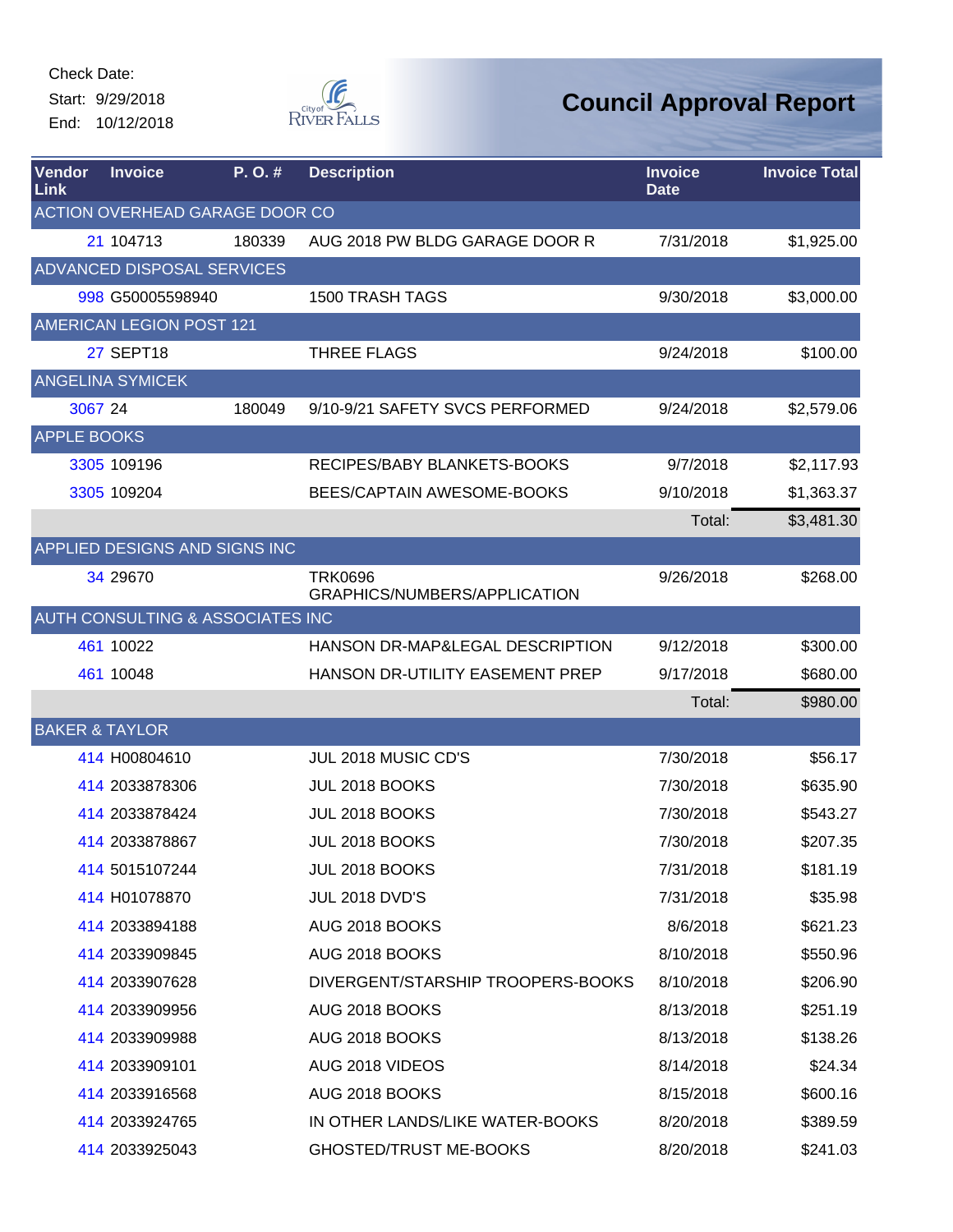Check Date:
Start: 9/29/2018
End: 10/12/2018

# Council Approval Report

| Vendor Link | Invoice | P. O. # | Description | Invoice Date | Invoice Total |
|---|---|---|---|---|---|
| ACTION OVERHEAD GARAGE DOOR CO | | | | | |
| 21 | 104713 | 180339 | AUG 2018 PW BLDG GARAGE DOOR R | 7/31/2018 | $1,925.00 |
| ADVANCED DISPOSAL SERVICES | | | | | |
| 998 | G50005598940 | | 1500 TRASH TAGS | 9/30/2018 | $3,000.00 |
| AMERICAN LEGION POST 121 | | | | | |
| 27 | SEPT18 | | THREE FLAGS | 9/24/2018 | $100.00 |
| ANGELINA SYMICEK | | | | | |
| 3067 | 24 | 180049 | 9/10-9/21 SAFETY SVCS PERFORMED | 9/24/2018 | $2,579.06 |
| APPLE BOOKS | | | | | |
| 3305 | 109196 | | RECIPES/BABY BLANKETS-BOOKS | 9/7/2018 | $2,117.93 |
| 3305 | 109204 | | BEES/CAPTAIN AWESOME-BOOKS | 9/10/2018 | $1,363.37 |
| | | | | Total: | $3,481.30 |
| APPLIED DESIGNS AND SIGNS INC | | | | | |
| 34 | 29670 | | TRK0696 GRAPHICS/NUMBERS/APPLICATION | 9/26/2018 | $268.00 |
| AUTH CONSULTING & ASSOCIATES INC | | | | | |
| 461 | 10022 | | HANSON DR-MAP&LEGAL DESCRIPTION | 9/12/2018 | $300.00 |
| 461 | 10048 | | HANSON DR-UTILITY EASEMENT PREP | 9/17/2018 | $680.00 |
| | | | | Total: | $980.00 |
| BAKER & TAYLOR | | | | | |
| 414 | H00804610 | | JUL 2018 MUSIC CD'S | 7/30/2018 | $56.17 |
| 414 | 2033878306 | | JUL 2018 BOOKS | 7/30/2018 | $635.90 |
| 414 | 2033878424 | | JUL 2018 BOOKS | 7/30/2018 | $543.27 |
| 414 | 2033878867 | | JUL 2018 BOOKS | 7/30/2018 | $207.35 |
| 414 | 5015107244 | | JUL 2018 BOOKS | 7/31/2018 | $181.19 |
| 414 | H01078870 | | JUL 2018 DVD'S | 7/31/2018 | $35.98 |
| 414 | 2033894188 | | AUG 2018 BOOKS | 8/6/2018 | $621.23 |
| 414 | 2033909845 | | AUG 2018 BOOKS | 8/10/2018 | $550.96 |
| 414 | 2033907628 | | DIVERGENT/STARSHIP TROOPERS-BOOKS | 8/10/2018 | $206.90 |
| 414 | 2033909956 | | AUG 2018 BOOKS | 8/13/2018 | $251.19 |
| 414 | 2033909988 | | AUG 2018 BOOKS | 8/13/2018 | $138.26 |
| 414 | 2033909101 | | AUG 2018 VIDEOS | 8/14/2018 | $24.34 |
| 414 | 2033916568 | | AUG 2018 BOOKS | 8/15/2018 | $600.16 |
| 414 | 2033924765 | | IN OTHER LANDS/LIKE WATER-BOOKS | 8/20/2018 | $389.59 |
| 414 | 2033925043 | | GHOSTED/TRUST ME-BOOKS | 8/20/2018 | $241.03 |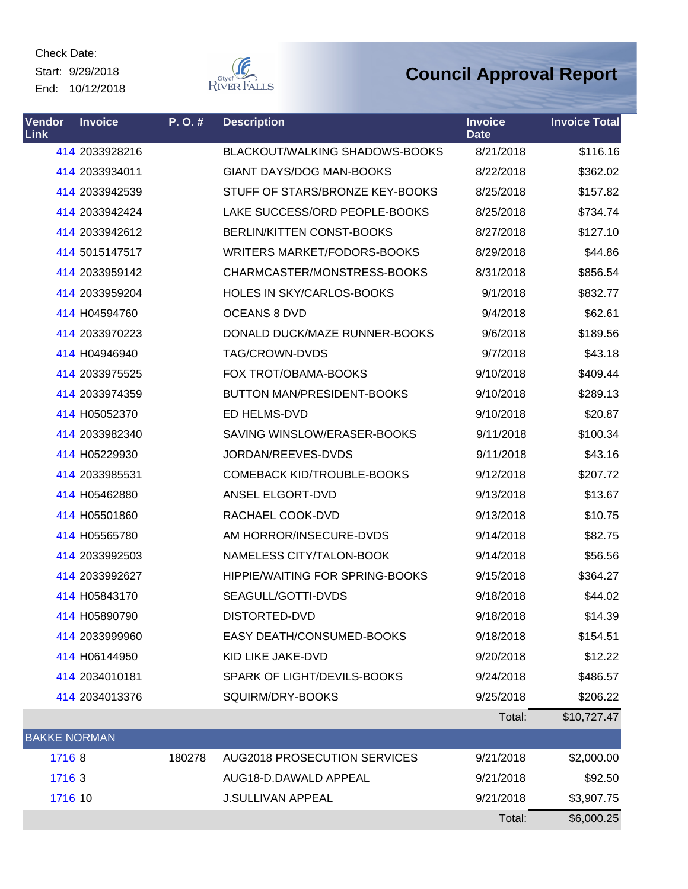Check Date:

Start: 9/29/2018

End: 10/12/2018

# Council Approval Report

| Vendor Link | Invoice | P. O. # | Description | Invoice Date | Invoice Total |
|---|---|---|---|---|---|
| 414 | 2033928216 | | BLACKOUT/WALKING SHADOWS-BOOKS | 8/21/2018 | $116.16 |
| 414 | 2033934011 | | GIANT DAYS/DOG MAN-BOOKS | 8/22/2018 | $362.02 |
| 414 | 2033942539 | | STUFF OF STARS/BRONZE KEY-BOOKS | 8/25/2018 | $157.82 |
| 414 | 2033942424 | | LAKE SUCCESS/ORD PEOPLE-BOOKS | 8/25/2018 | $734.74 |
| 414 | 2033942612 | | BERLIN/KITTEN CONST-BOOKS | 8/27/2018 | $127.10 |
| 414 | 5015147517 | | WRITERS MARKET/FODORS-BOOKS | 8/29/2018 | $44.86 |
| 414 | 2033959142 | | CHARMCASTER/MONSTRESS-BOOKS | 8/31/2018 | $856.54 |
| 414 | 2033959204 | | HOLES IN SKY/CARLOS-BOOKS | 9/1/2018 | $832.77 |
| 414 | H04594760 | | OCEANS 8 DVD | 9/4/2018 | $62.61 |
| 414 | 2033970223 | | DONALD DUCK/MAZE RUNNER-BOOKS | 9/6/2018 | $189.56 |
| 414 | H04946940 | | TAG/CROWN-DVDS | 9/7/2018 | $43.18 |
| 414 | 2033975525 | | FOX TROT/OBAMA-BOOKS | 9/10/2018 | $409.44 |
| 414 | 2033974359 | | BUTTON MAN/PRESIDENT-BOOKS | 9/10/2018 | $289.13 |
| 414 | H05052370 | | ED HELMS-DVD | 9/10/2018 | $20.87 |
| 414 | 2033982340 | | SAVING WINSLOW/ERASER-BOOKS | 9/11/2018 | $100.34 |
| 414 | H05229930 | | JORDAN/REEVES-DVDS | 9/11/2018 | $43.16 |
| 414 | 2033985531 | | COMEBACK KID/TROUBLE-BOOKS | 9/12/2018 | $207.72 |
| 414 | H05462880 | | ANSEL ELGORT-DVD | 9/13/2018 | $13.67 |
| 414 | H05501860 | | RACHAEL COOK-DVD | 9/13/2018 | $10.75 |
| 414 | H05565780 | | AM HORROR/INSECURE-DVDS | 9/14/2018 | $82.75 |
| 414 | 2033992503 | | NAMELESS CITY/TALON-BOOK | 9/14/2018 | $56.56 |
| 414 | 2033992627 | | HIPPIE/WAITING FOR SPRING-BOOKS | 9/15/2018 | $364.27 |
| 414 | H05843170 | | SEAGULL/GOTTI-DVDS | 9/18/2018 | $44.02 |
| 414 | H05890790 | | DISTORTED-DVD | 9/18/2018 | $14.39 |
| 414 | 2033999960 | | EASY DEATH/CONSUMED-BOOKS | 9/18/2018 | $154.51 |
| 414 | H06144950 | | KID LIKE JAKE-DVD | 9/20/2018 | $12.22 |
| 414 | 2034010181 | | SPARK OF LIGHT/DEVILS-BOOKS | 9/24/2018 | $486.57 |
| 414 | 2034013376 | | SQUIRM/DRY-BOOKS | 9/25/2018 | $206.22 |
| | | | | Total: | $10,727.47 |
| BAKKE NORMAN | | | | | |
| 1716 | 8 | 180278 | AUG2018 PROSECUTION SERVICES | 9/21/2018 | $2,000.00 |
| 1716 | 3 | | AUG18-D.DAWALD APPEAL | 9/21/2018 | $92.50 |
| 1716 | 10 | | J.SULLIVAN APPEAL | 9/21/2018 | $3,907.75 |
| | | | | Total: | $6,000.25 |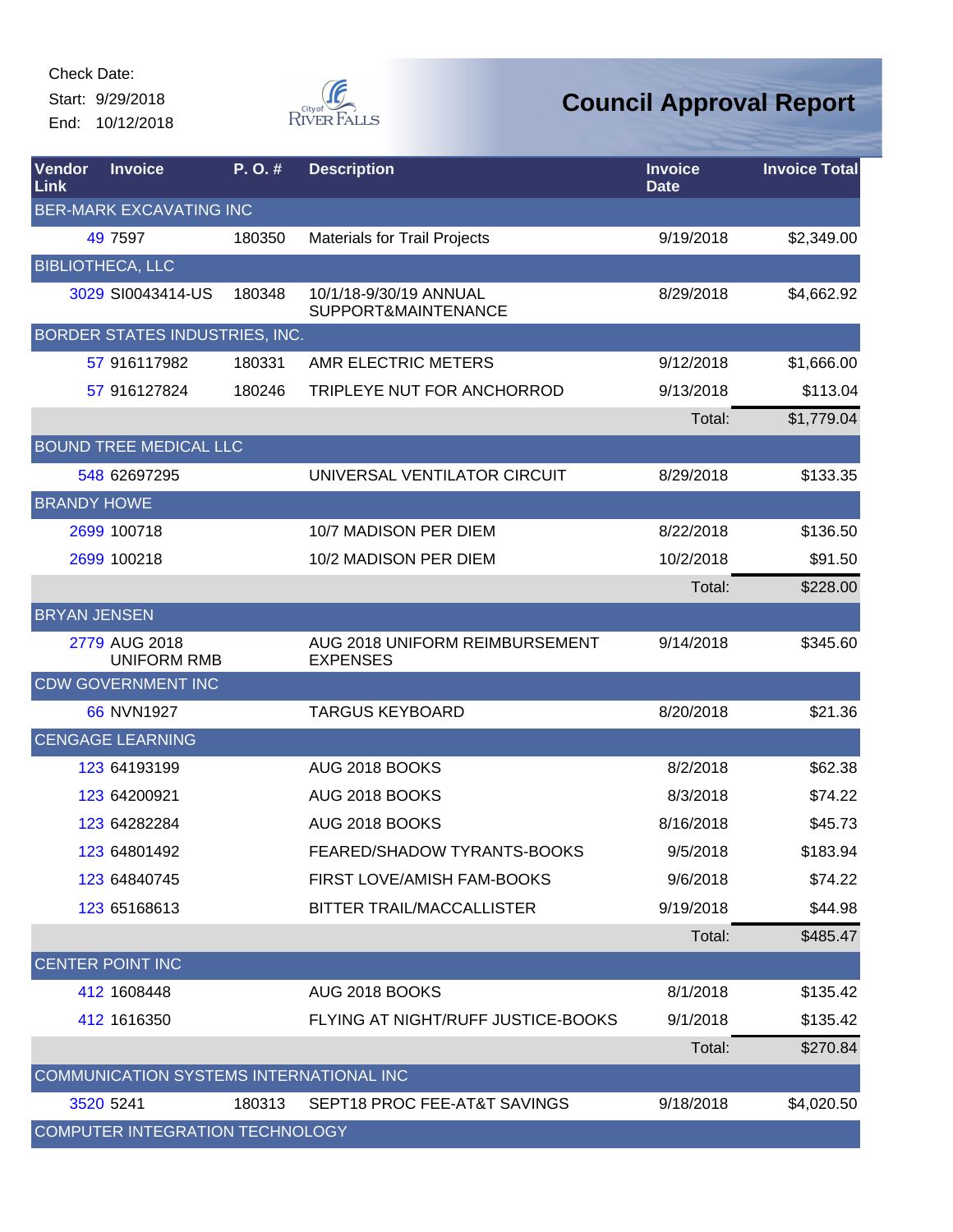Check Date:
Start: 9/29/2018
End: 10/12/2018

# Council Approval Report

| Vendor Link | Invoice | P. O. # | Description | Invoice Date | Invoice Total |
|---|---|---|---|---|---|
| BER-MARK EXCAVATING INC | | | | | |
| 49 | 7597 | 180350 | Materials for Trail Projects | 9/19/2018 | $2,349.00 |
| BIBLIOTHECA, LLC | | | | | |
| 3029 | SI0043414-US | 180348 | 10/1/18-9/30/19 ANNUAL SUPPORT&MAINTENANCE | 8/29/2018 | $4,662.92 |
| BORDER STATES INDUSTRIES, INC. | | | | | |
| 57 | 916117982 | 180331 | AMR ELECTRIC METERS | 9/12/2018 | $1,666.00 |
| 57 | 916127824 | 180246 | TRIPLEYE NUT FOR ANCHORROD | 9/13/2018 | $113.04 |
| | | | | Total: | $1,779.04 |
| BOUND TREE MEDICAL LLC | | | | | |
| 548 | 62697295 | | UNIVERSAL VENTILATOR CIRCUIT | 8/29/2018 | $133.35 |
| BRANDY HOWE | | | | | |
| 2699 | 100718 | | 10/7 MADISON PER DIEM | 8/22/2018 | $136.50 |
| 2699 | 100218 | | 10/2 MADISON PER DIEM | 10/2/2018 | $91.50 |
| | | | | Total: | $228.00 |
| BRYAN JENSEN | | | | | |
| 2779 | AUG 2018 UNIFORM RMB | | AUG 2018 UNIFORM REIMBURSEMENT EXPENSES | 9/14/2018 | $345.60 |
| CDW GOVERNMENT INC | | | | | |
| 66 | NVN1927 | | TARGUS KEYBOARD | 8/20/2018 | $21.36 |
| CENGAGE LEARNING | | | | | |
| 123 | 64193199 | | AUG 2018 BOOKS | 8/2/2018 | $62.38 |
| 123 | 64200921 | | AUG 2018 BOOKS | 8/3/2018 | $74.22 |
| 123 | 64282284 | | AUG 2018 BOOKS | 8/16/2018 | $45.73 |
| 123 | 64801492 | | FEARED/SHADOW TYRANTS-BOOKS | 9/5/2018 | $183.94 |
| 123 | 64840745 | | FIRST LOVE/AMISH FAM-BOOKS | 9/6/2018 | $74.22 |
| 123 | 65168613 | | BITTER TRAIL/MACCALLISTER | 9/19/2018 | $44.98 |
| | | | | Total: | $485.47 |
| CENTER POINT INC | | | | | |
| 412 | 1608448 | | AUG 2018 BOOKS | 8/1/2018 | $135.42 |
| 412 | 1616350 | | FLYING AT NIGHT/RUFF JUSTICE-BOOKS | 9/1/2018 | $135.42 |
| | | | | Total: | $270.84 |
| COMMUNICATION SYSTEMS INTERNATIONAL INC | | | | | |
| 3520 | 5241 | 180313 | SEPT18 PROC FEE-AT&T SAVINGS | 9/18/2018 | $4,020.50 |
| COMPUTER INTEGRATION TECHNOLOGY | | | | | |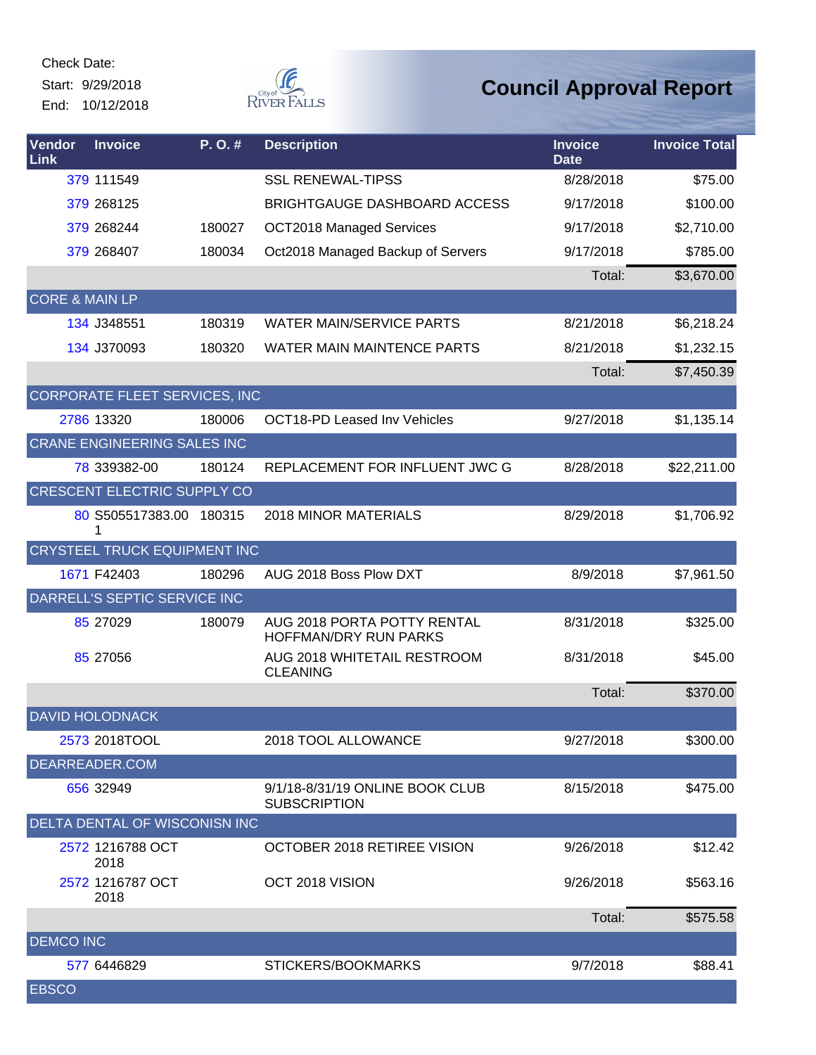Check Date:

Start: 9/29/2018

End: 10/12/2018

# Council Approval Report

| Vendor Link | Invoice | P. O. # | Description | Invoice Date | Invoice Total |
|---|---|---|---|---|---|
| 379 | 111549 | | SSL RENEWAL-TIPSS | 8/28/2018 | $75.00 |
| 379 | 268125 | | BRIGHTGAUGE DASHBOARD ACCESS | 9/17/2018 | $100.00 |
| 379 | 268244 | 180027 | OCT2018 Managed Services | 9/17/2018 | $2,710.00 |
| 379 | 268407 | 180034 | Oct2018 Managed Backup of Servers | 9/17/2018 | $785.00 |
| | | | | Total: | $3,670.00 |
| CORE & MAIN LP | | | | | |
| 134 | J348551 | 180319 | WATER MAIN/SERVICE PARTS | 8/21/2018 | $6,218.24 |
| 134 | J370093 | 180320 | WATER MAIN MAINTENCE PARTS | 8/21/2018 | $1,232.15 |
| | | | | Total: | $7,450.39 |
| CORPORATE FLEET SERVICES, INC | | | | | |
| 2786 | 13320 | 180006 | OCT18-PD Leased Inv Vehicles | 9/27/2018 | $1,135.14 |
| CRANE ENGINEERING SALES INC | | | | | |
| 78 | 339382-00 | 180124 | REPLACEMENT FOR INFLUENT JWC G | 8/28/2018 | $22,211.00 |
| CRESCENT ELECTRIC SUPPLY CO | | | | | |
| 80 | S505517383.001 | 180315 | 2018 MINOR MATERIALS | 8/29/2018 | $1,706.92 |
| CRYSTEEL TRUCK EQUIPMENT INC | | | | | |
| 1671 | F42403 | 180296 | AUG 2018 Boss Plow DXT | 8/9/2018 | $7,961.50 |
| DARRELL'S SEPTIC SERVICE INC | | | | | |
| 85 | 27029 | 180079 | AUG 2018 PORTA POTTY RENTAL HOFFMAN/DRY RUN PARKS | 8/31/2018 | $325.00 |
| 85 | 27056 | | AUG 2018 WHITETAIL RESTROOM CLEANING | 8/31/2018 | $45.00 |
| | | | | Total: | $370.00 |
| DAVID HOLODNACK | | | | | |
| 2573 | 2018TOOL | | 2018 TOOL ALLOWANCE | 9/27/2018 | $300.00 |
| DEARREADER.COM | | | | | |
| 656 | 32949 | | 9/1/18-8/31/19 ONLINE BOOK CLUB SUBSCRIPTION | 8/15/2018 | $475.00 |
| DELTA DENTAL OF WISCONISN INC | | | | | |
| 2572 | 1216788 OCT 2018 | | OCTOBER 2018 RETIREE VISION | 9/26/2018 | $12.42 |
| 2572 | 1216787 OCT 2018 | | OCT 2018 VISION | 9/26/2018 | $563.16 |
| | | | | Total: | $575.58 |
| DEMCO INC | | | | | |
| 577 | 6446829 | | STICKERS/BOOKMARKS | 9/7/2018 | $88.41 |
| EBSCO | | | | | |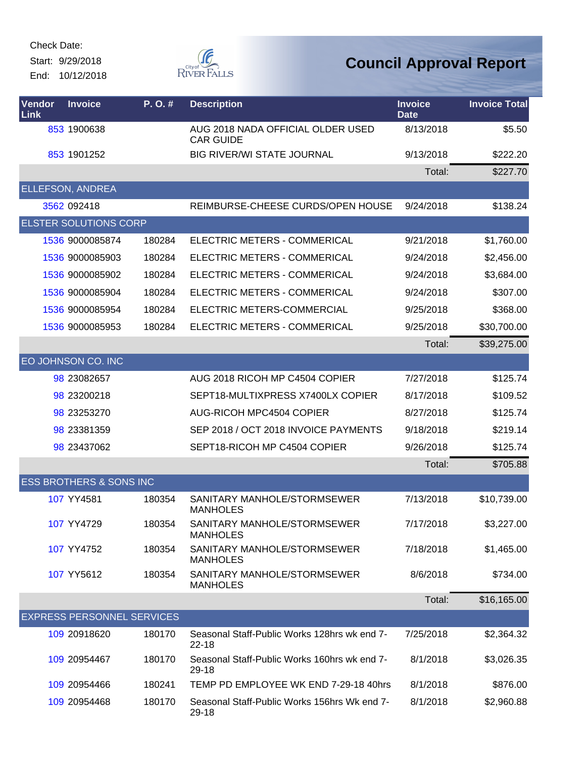Check Date:
Start: 9/29/2018
End: 10/12/2018

# Council Approval Report

| Vendor Link | Invoice | P. O. # | Description | Invoice Date | Invoice Total |
|---|---|---|---|---|---|
| 853 | 1900638 | | AUG 2018 NADA OFFICIAL OLDER USED CAR GUIDE | 8/13/2018 | $5.50 |
| 853 | 1901252 | | BIG RIVER/WI STATE JOURNAL | 9/13/2018 | $222.20 |
| | | | | Total: | $227.70 |
| ELLEFSON, ANDREA | | | | | |
| 3562 | 092418 | | REIMBURSE-CHEESE CURDS/OPEN HOUSE | 9/24/2018 | $138.24 |
| ELSTER SOLUTIONS CORP | | | | | |
| 1536 | 9000085874 | 180284 | ELECTRIC METERS - COMMERICAL | 9/21/2018 | $1,760.00 |
| 1536 | 9000085903 | 180284 | ELECTRIC METERS - COMMERICAL | 9/24/2018 | $2,456.00 |
| 1536 | 9000085902 | 180284 | ELECTRIC METERS - COMMERICAL | 9/24/2018 | $3,684.00 |
| 1536 | 9000085904 | 180284 | ELECTRIC METERS - COMMERICAL | 9/24/2018 | $307.00 |
| 1536 | 9000085954 | 180284 | ELECTRIC METERS-COMMERCIAL | 9/25/2018 | $368.00 |
| 1536 | 9000085953 | 180284 | ELECTRIC METERS - COMMERICAL | 9/25/2018 | $30,700.00 |
| | | | | Total: | $39,275.00 |
| EO JOHNSON CO. INC | | | | | |
| 98 | 23082657 | | AUG 2018 RICOH MP C4504 COPIER | 7/27/2018 | $125.74 |
| 98 | 23200218 | | SEPT18-MULTIXPRESS X7400LX COPIER | 8/17/2018 | $109.52 |
| 98 | 23253270 | | AUG-RICOH MPC4504 COPIER | 8/27/2018 | $125.74 |
| 98 | 23381359 | | SEP 2018 / OCT 2018 INVOICE PAYMENTS | 9/18/2018 | $219.14 |
| 98 | 23437062 | | SEPT18-RICOH MP C4504 COPIER | 9/26/2018 | $125.74 |
| | | | | Total: | $705.88 |
| ESS BROTHERS & SONS INC | | | | | |
| 107 | YY4581 | 180354 | SANITARY MANHOLE/STORMSEWER MANHOLES | 7/13/2018 | $10,739.00 |
| 107 | YY4729 | 180354 | SANITARY MANHOLE/STORMSEWER MANHOLES | 7/17/2018 | $3,227.00 |
| 107 | YY4752 | 180354 | SANITARY MANHOLE/STORMSEWER MANHOLES | 7/18/2018 | $1,465.00 |
| 107 | YY5612 | 180354 | SANITARY MANHOLE/STORMSEWER MANHOLES | 8/6/2018 | $734.00 |
| | | | | Total: | $16,165.00 |
| EXPRESS PERSONNEL SERVICES | | | | | |
| 109 | 20918620 | 180170 | Seasonal Staff-Public Works 128hrs wk end 7-22-18 | 7/25/2018 | $2,364.32 |
| 109 | 20954467 | 180170 | Seasonal Staff-Public Works 160hrs wk end 7-29-18 | 8/1/2018 | $3,026.35 |
| 109 | 20954466 | 180241 | TEMP PD EMPLOYEE WK END 7-29-18 40hrs | 8/1/2018 | $876.00 |
| 109 | 20954468 | 180170 | Seasonal Staff-Public Works 156hrs Wk end 7-29-18 | 8/1/2018 | $2,960.88 |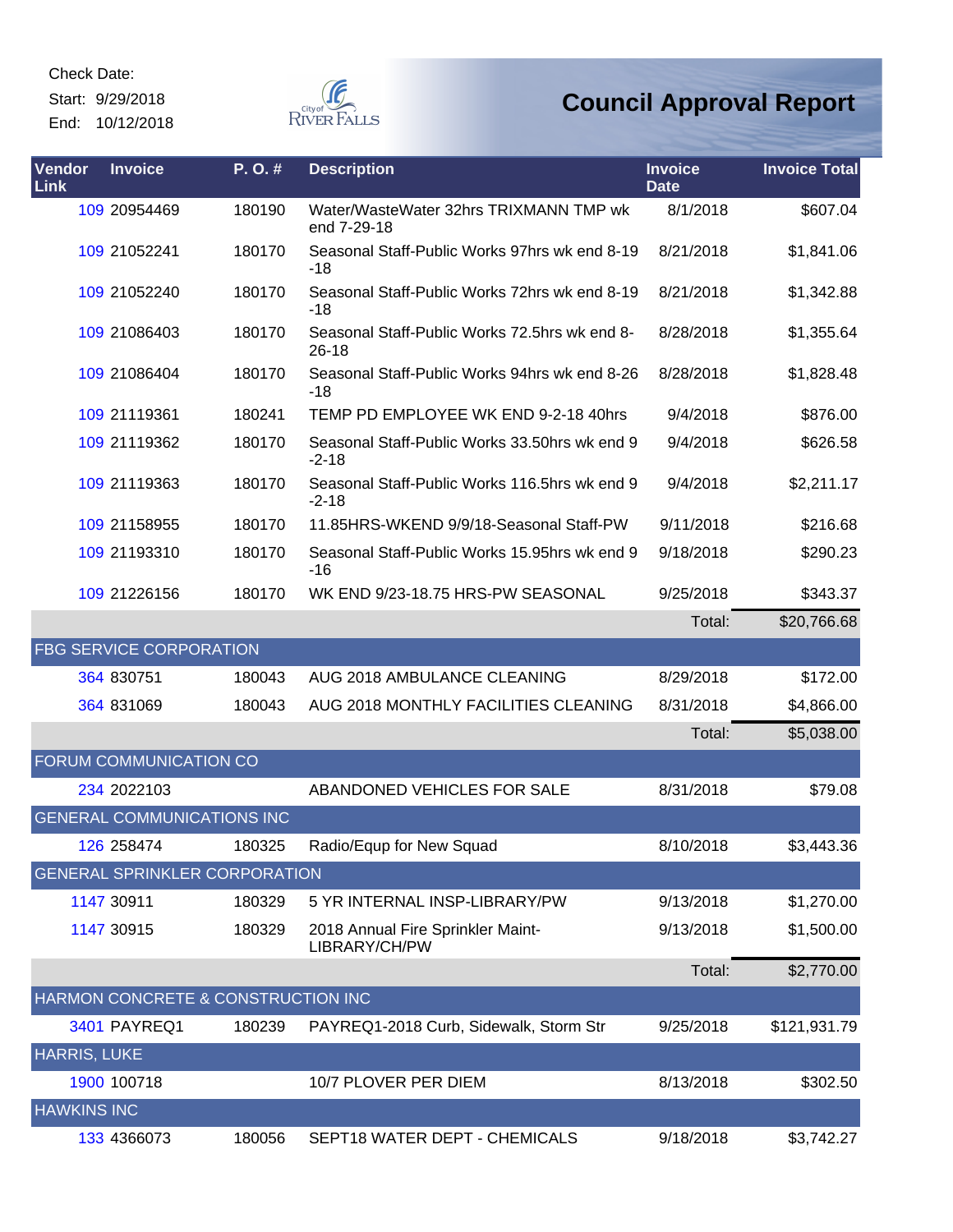Check Date:
Start: 9/29/2018
End: 10/12/2018

# Council Approval Report

| Vendor Link | Invoice | P. O. # | Description | Invoice Date | Invoice Total |
|---|---|---|---|---|---|
| 109 | 20954469 | 180190 | Water/WasteWater 32hrs TRIXMANN TMP wk end 7-29-18 | 8/1/2018 | $607.04 |
| 109 | 21052241 | 180170 | Seasonal Staff-Public Works 97hrs wk end 8-19-18 | 8/21/2018 | $1,841.06 |
| 109 | 21052240 | 180170 | Seasonal Staff-Public Works 72hrs wk end 8-19-18 | 8/21/2018 | $1,342.88 |
| 109 | 21086403 | 180170 | Seasonal Staff-Public Works 72.5hrs wk end 8-26-18 | 8/28/2018 | $1,355.64 |
| 109 | 21086404 | 180170 | Seasonal Staff-Public Works 94hrs wk end 8-26-18 | 8/28/2018 | $1,828.48 |
| 109 | 21119361 | 180241 | TEMP PD EMPLOYEE WK END 9-2-18 40hrs | 9/4/2018 | $876.00 |
| 109 | 21119362 | 180170 | Seasonal Staff-Public Works 33.50hrs wk end 9-2-18 | 9/4/2018 | $626.58 |
| 109 | 21119363 | 180170 | Seasonal Staff-Public Works 116.5hrs wk end 9-2-18 | 9/4/2018 | $2,211.17 |
| 109 | 21158955 | 180170 | 11.85HRS-WKEND 9/9/18-Seasonal Staff-PW | 9/11/2018 | $216.68 |
| 109 | 21193310 | 180170 | Seasonal Staff-Public Works 15.95hrs wk end 9-16 | 9/18/2018 | $290.23 |
| 109 | 21226156 | 180170 | WK END 9/23-18.75 HRS-PW SEASONAL | 9/25/2018 | $343.37 |
| | | | | Total: | $20,766.68 |
| **FBG SERVICE CORPORATION** | | | | | |
| 364 | 830751 | 180043 | AUG 2018 AMBULANCE CLEANING | 8/29/2018 | $172.00 |
| 364 | 831069 | 180043 | AUG 2018 MONTHLY FACILITIES CLEANING | 8/31/2018 | $4,866.00 |
| | | | | Total: | $5,038.00 |
| **FORUM COMMUNICATION CO** | | | | | |
| 234 | 2022103 | | ABANDONED VEHICLES FOR SALE | 8/31/2018 | $79.08 |
| **GENERAL COMMUNICATIONS INC** | | | | | |
| 126 | 258474 | 180325 | Radio/Equp for New Squad | 8/10/2018 | $3,443.36 |
| **GENERAL SPRINKLER CORPORATION** | | | | | |
| 1147 | 30911 | 180329 | 5 YR INTERNAL INSP-LIBRARY/PW | 9/13/2018 | $1,270.00 |
| 1147 | 30915 | 180329 | 2018 Annual Fire Sprinkler Maint-LIBRARY/CH/PW | 9/13/2018 | $1,500.00 |
| | | | | Total: | $2,770.00 |
| **HARMON CONCRETE & CONSTRUCTION INC** | | | | | |
| 3401 | PAYREQ1 | 180239 | PAYREQ1-2018 Curb, Sidewalk, Storm Str | 9/25/2018 | $121,931.79 |
| **HARRIS, LUKE** | | | | | |
| 1900 | 100718 | | 10/7 PLOVER PER DIEM | 8/13/2018 | $302.50 |
| **HAWKINS INC** | | | | | |
| 133 | 4366073 | 180056 | SEPT18 WATER DEPT - CHEMICALS | 9/18/2018 | $3,742.27 |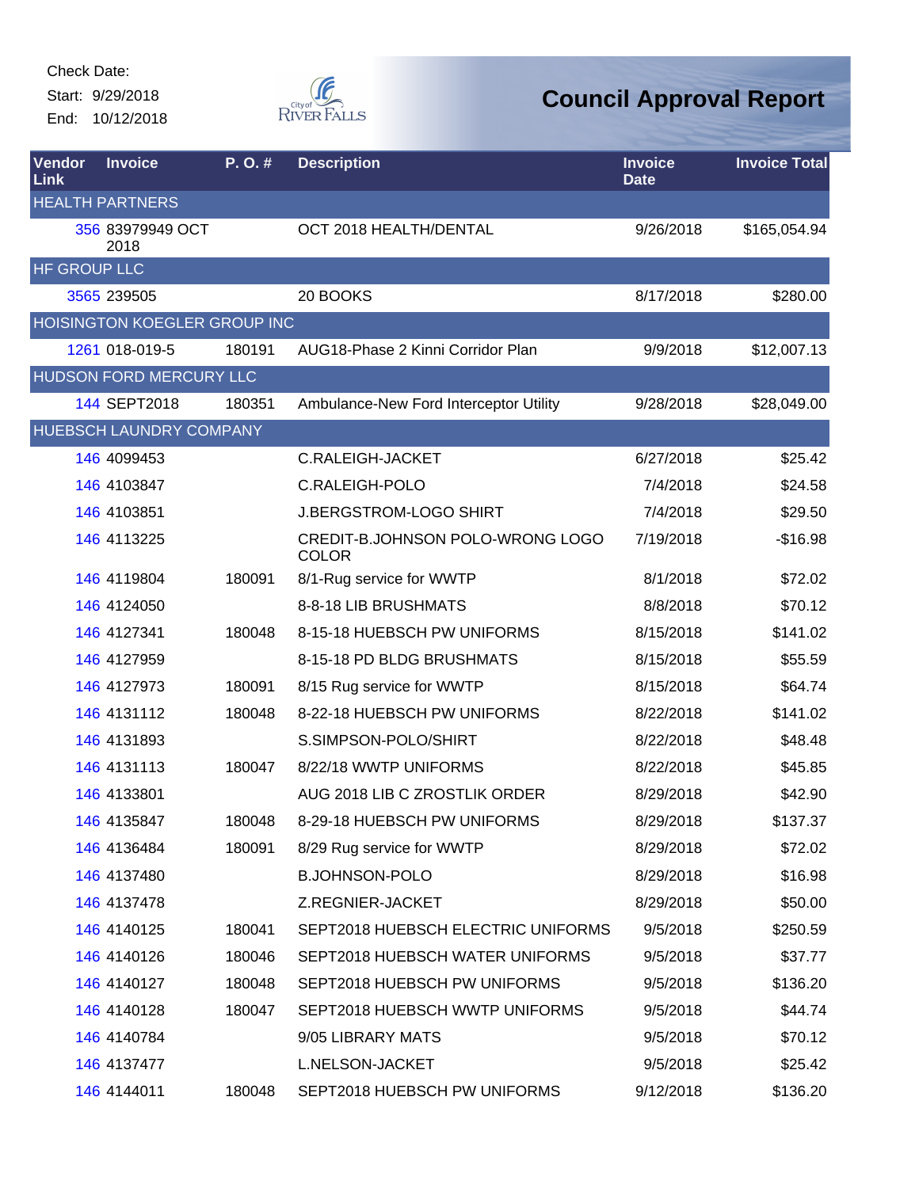Check Date:

Start: 9/29/2018

End: 10/12/2018

# Council Approval Report

| Vendor Link | Invoice | P. O. # | Description | Invoice Date | Invoice Total |
|---|---|---|---|---|---|
| HEALTH PARTNERS | | | | | |
| 356 | 83979949 OCT 2018 | | OCT 2018 HEALTH/DENTAL | 9/26/2018 | $165,054.94 |
| HF GROUP LLC | | | | | |
| 3565 | 239505 | | 20 BOOKS | 8/17/2018 | $280.00 |
| HOISINGTON KOEGLER GROUP INC | | | | | |
| 1261 | 018-019-5 | 180191 | AUG18-Phase 2 Kinni Corridor Plan | 9/9/2018 | $12,007.13 |
| HUDSON FORD MERCURY LLC | | | | | |
| 144 | SEPT2018 | 180351 | Ambulance-New Ford Interceptor Utility | 9/28/2018 | $28,049.00 |
| HUEBSCH LAUNDRY COMPANY | | | | | |
| 146 | 4099453 | | C.RALEIGH-JACKET | 6/27/2018 | $25.42 |
| 146 | 4103847 | | C.RALEIGH-POLO | 7/4/2018 | $24.58 |
| 146 | 4103851 | | J.BERGSTROM-LOGO SHIRT | 7/4/2018 | $29.50 |
| 146 | 4113225 | | CREDIT-B.JOHNSON POLO-WRONG LOGO COLOR | 7/19/2018 | -$16.98 |
| 146 | 4119804 | 180091 | 8/1-Rug service for WWTP | 8/1/2018 | $72.02 |
| 146 | 4124050 | | 8-8-18 LIB BRUSHMATS | 8/8/2018 | $70.12 |
| 146 | 4127341 | 180048 | 8-15-18 HUEBSCH PW UNIFORMS | 8/15/2018 | $141.02 |
| 146 | 4127959 | | 8-15-18 PD BLDG BRUSHMATS | 8/15/2018 | $55.59 |
| 146 | 4127973 | 180091 | 8/15 Rug service for WWTP | 8/15/2018 | $64.74 |
| 146 | 4131112 | 180048 | 8-22-18 HUEBSCH PW UNIFORMS | 8/22/2018 | $141.02 |
| 146 | 4131893 | | S.SIMPSON-POLO/SHIRT | 8/22/2018 | $48.48 |
| 146 | 4131113 | 180047 | 8/22/18 WWTP UNIFORMS | 8/22/2018 | $45.85 |
| 146 | 4133801 | | AUG 2018 LIB C ZROSTLIK ORDER | 8/29/2018 | $42.90 |
| 146 | 4135847 | 180048 | 8-29-18 HUEBSCH PW UNIFORMS | 8/29/2018 | $137.37 |
| 146 | 4136484 | 180091 | 8/29 Rug service for WWTP | 8/29/2018 | $72.02 |
| 146 | 4137480 | | B.JOHNSON-POLO | 8/29/2018 | $16.98 |
| 146 | 4137478 | | Z.REGNIER-JACKET | 8/29/2018 | $50.00 |
| 146 | 4140125 | 180041 | SEPT2018 HUEBSCH ELECTRIC UNIFORMS | 9/5/2018 | $250.59 |
| 146 | 4140126 | 180046 | SEPT2018 HUEBSCH WATER UNIFORMS | 9/5/2018 | $37.77 |
| 146 | 4140127 | 180048 | SEPT2018 HUEBSCH PW UNIFORMS | 9/5/2018 | $136.20 |
| 146 | 4140128 | 180047 | SEPT2018 HUEBSCH WWTP UNIFORMS | 9/5/2018 | $44.74 |
| 146 | 4140784 | | 9/05 LIBRARY MATS | 9/5/2018 | $70.12 |
| 146 | 4137477 | | L.NELSON-JACKET | 9/5/2018 | $25.42 |
| 146 | 4144011 | 180048 | SEPT2018 HUEBSCH PW UNIFORMS | 9/12/2018 | $136.20 |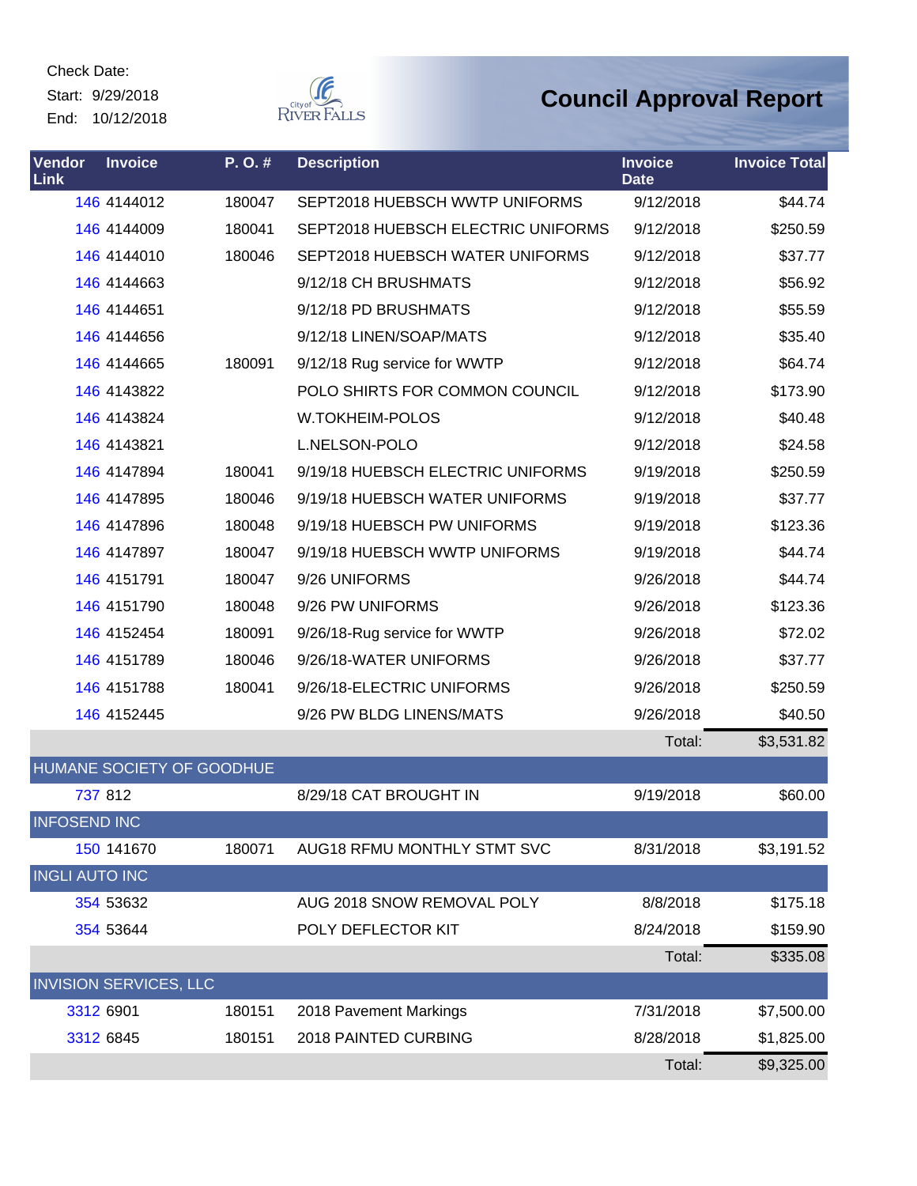Check Date:
Start: 9/29/2018
End: 10/12/2018

City of River Falls

# Council Approval Report

| Vendor Link | Invoice | P. O. # | Description | Invoice Date | Invoice Total |
|---|---|---|---|---|---|
| 146 | 4144012 | 180047 | SEPT2018 HUEBSCH WWTP UNIFORMS | 9/12/2018 | $44.74 |
| 146 | 4144009 | 180041 | SEPT2018 HUEBSCH ELECTRIC UNIFORMS | 9/12/2018 | $250.59 |
| 146 | 4144010 | 180046 | SEPT2018 HUEBSCH WATER UNIFORMS | 9/12/2018 | $37.77 |
| 146 | 4144663 | | 9/12/18 CH BRUSHMATS | 9/12/2018 | $56.92 |
| 146 | 4144651 | | 9/12/18 PD BRUSHMATS | 9/12/2018 | $55.59 |
| 146 | 4144656 | | 9/12/18 LINEN/SOAP/MATS | 9/12/2018 | $35.40 |
| 146 | 4144665 | 180091 | 9/12/18 Rug service for WWTP | 9/12/2018 | $64.74 |
| 146 | 4143822 | | POLO SHIRTS FOR COMMON COUNCIL | 9/12/2018 | $173.90 |
| 146 | 4143824 | | W.TOKHEIM-POLOS | 9/12/2018 | $40.48 |
| 146 | 4143821 | | L.NELSON-POLO | 9/12/2018 | $24.58 |
| 146 | 4147894 | 180041 | 9/19/18 HUEBSCH ELECTRIC UNIFORMS | 9/19/2018 | $250.59 |
| 146 | 4147895 | 180046 | 9/19/18 HUEBSCH WATER UNIFORMS | 9/19/2018 | $37.77 |
| 146 | 4147896 | 180048 | 9/19/18 HUEBSCH PW UNIFORMS | 9/19/2018 | $123.36 |
| 146 | 4147897 | 180047 | 9/19/18 HUEBSCH WWTP UNIFORMS | 9/19/2018 | $44.74 |
| 146 | 4151791 | 180047 | 9/26 UNIFORMS | 9/26/2018 | $44.74 |
| 146 | 4151790 | 180048 | 9/26 PW UNIFORMS | 9/26/2018 | $123.36 |
| 146 | 4152454 | 180091 | 9/26/18-Rug service for WWTP | 9/26/2018 | $72.02 |
| 146 | 4151789 | 180046 | 9/26/18-WATER UNIFORMS | 9/26/2018 | $37.77 |
| 146 | 4151788 | 180041 | 9/26/18-ELECTRIC UNIFORMS | 9/26/2018 | $250.59 |
| 146 | 4152445 | | 9/26 PW BLDG LINENS/MATS | 9/26/2018 | $40.50 |
| | | | | Total: | $3,531.82 |
| HUMANE SOCIETY OF GOODHUE | | | | | |
| 737 | 812 | | 8/29/18 CAT BROUGHT IN | 9/19/2018 | $60.00 |
| INFOSEND INC | | | | | |
| 150 | 141670 | 180071 | AUG18 RFMU MONTHLY STMT SVC | 8/31/2018 | $3,191.52 |
| INGLI AUTO INC | | | | | |
| 354 | 53632 | | AUG 2018 SNOW REMOVAL POLY | 8/8/2018 | $175.18 |
| 354 | 53644 | | POLY DEFLECTOR KIT | 8/24/2018 | $159.90 |
| | | | | Total: | $335.08 |
| INVISION SERVICES, LLC | | | | | |
| 3312 | 6901 | 180151 | 2018 Pavement Markings | 7/31/2018 | $7,500.00 |
| 3312 | 6845 | 180151 | 2018 PAINTED CURBING | 8/28/2018 | $1,825.00 |
| | | | | Total: | $9,325.00 |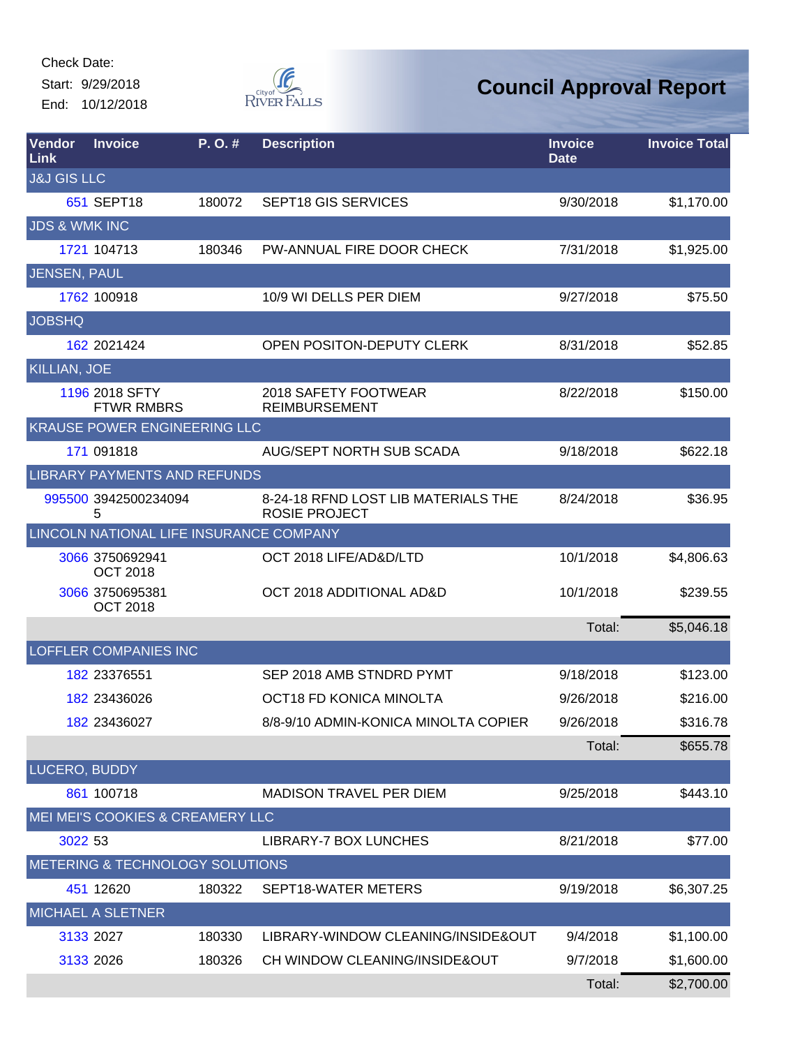Check Date:
Start: 9/29/2018
End: 10/12/2018

# Council Approval Report

| Vendor Link | Invoice | P. O. # | Description | Invoice Date | Invoice Total |
|---|---|---|---|---|---|
| J&J GIS LLC | | | | | |
| 651 | SEPT18 | 180072 | SEPT18 GIS SERVICES | 9/30/2018 | $1,170.00 |
| JDS & WMK INC | | | | | |
| 1721 | 104713 | 180346 | PW-ANNUAL FIRE DOOR CHECK | 7/31/2018 | $1,925.00 |
| JENSEN, PAUL | | | | | |
| 1762 | 100918 | | 10/9 WI DELLS PER DIEM | 9/27/2018 | $75.50 |
| JOBSHQ | | | | | |
| 162 | 2021424 | | OPEN POSITON-DEPUTY CLERK | 8/31/2018 | $52.85 |
| KILLIAN, JOE | | | | | |
| 1196 | 2018 SFTY FTWR RMBRS | | 2018 SAFETY FOOTWEAR REIMBURSEMENT | 8/22/2018 | $150.00 |
| KRAUSE POWER ENGINEERING LLC | | | | | |
| 171 | 091818 | | AUG/SEPT NORTH SUB SCADA | 9/18/2018 | $622.18 |
| LIBRARY PAYMENTS AND REFUNDS | | | | | |
| 995500 | 39425002340945 | | 8-24-18 RFND LOST LIB MATERIALS THE ROSIE PROJECT | 8/24/2018 | $36.95 |
| LINCOLN NATIONAL LIFE INSURANCE COMPANY | | | | | |
| 3066 | 3750692941 OCT 2018 | | OCT 2018 LIFE/AD&D/LTD | 10/1/2018 | $4,806.63 |
| 3066 | 3750695381 OCT 2018 | | OCT 2018 ADDITIONAL AD&D | 10/1/2018 | $239.55 |
| | | | | Total: | $5,046.18 |
| LOFFLER COMPANIES INC | | | | | |
| 182 | 23376551 | | SEP 2018 AMB STNDRD PYMT | 9/18/2018 | $123.00 |
| 182 | 23436026 | | OCT18 FD KONICA MINOLTA | 9/26/2018 | $216.00 |
| 182 | 23436027 | | 8/8-9/10 ADMIN-KONICA MINOLTA COPIER | 9/26/2018 | $316.78 |
| | | | | Total: | $655.78 |
| LUCERO, BUDDY | | | | | |
| 861 | 100718 | | MADISON TRAVEL PER DIEM | 9/25/2018 | $443.10 |
| MEI MEI'S COOKIES & CREAMERY LLC | | | | | |
| 3022 | 53 | | LIBRARY-7 BOX LUNCHES | 8/21/2018 | $77.00 |
| METERING & TECHNOLOGY SOLUTIONS | | | | | |
| 451 | 12620 | 180322 | SEPT18-WATER METERS | 9/19/2018 | $6,307.25 |
| MICHAEL A SLETNER | | | | | |
| 3133 | 2027 | 180330 | LIBRARY-WINDOW CLEANING/INSIDE&OUT | 9/4/2018 | $1,100.00 |
| 3133 | 2026 | 180326 | CH WINDOW CLEANING/INSIDE&OUT | 9/7/2018 | $1,600.00 |
| | | | | Total: | $2,700.00 |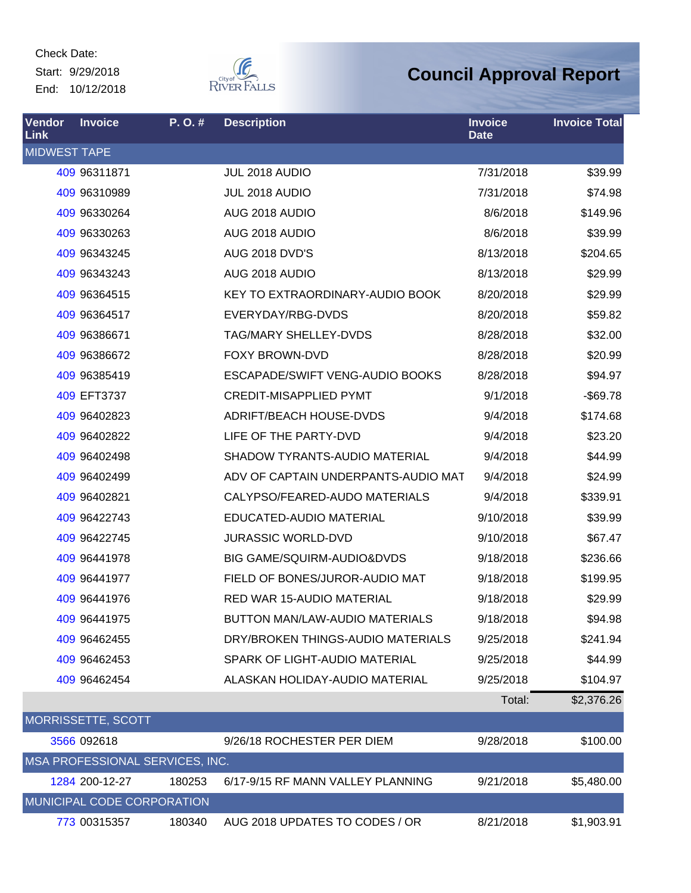Check Date:
Start: 9/29/2018
End: 10/12/2018

City of River Falls

# Council Approval Report

| Vendor Link | Invoice | P. O. # | Description | Invoice Date | Invoice Total |
|---|---|---|---|---|---|
| **MIDWEST TAPE** | | | | | |
| 409 | 96311871 | | JUL 2018 AUDIO | 7/31/2018 | $39.99 |
| 409 | 96310989 | | JUL 2018 AUDIO | 7/31/2018 | $74.98 |
| 409 | 96330264 | | AUG 2018 AUDIO | 8/6/2018 | $149.96 |
| 409 | 96330263 | | AUG 2018 AUDIO | 8/6/2018 | $39.99 |
| 409 | 96343245 | | AUG 2018 DVD'S | 8/13/2018 | $204.65 |
| 409 | 96343243 | | AUG 2018 AUDIO | 8/13/2018 | $29.99 |
| 409 | 96364515 | | KEY TO EXTRAORDINARY-AUDIO BOOK | 8/20/2018 | $29.99 |
| 409 | 96364517 | | EVERYDAY/RBG-DVDS | 8/20/2018 | $59.82 |
| 409 | 96386671 | | TAG/MARY SHELLEY-DVDS | 8/28/2018 | $32.00 |
| 409 | 96386672 | | FOXY BROWN-DVD | 8/28/2018 | $20.99 |
| 409 | 96385419 | | ESCAPADE/SWIFT VENG-AUDIO BOOKS | 8/28/2018 | $94.97 |
| 409 | EFT3737 | | CREDIT-MISAPPLIED PYMT | 9/1/2018 | -$69.78 |
| 409 | 96402823 | | ADRIFT/BEACH HOUSE-DVDS | 9/4/2018 | $174.68 |
| 409 | 96402822 | | LIFE OF THE PARTY-DVD | 9/4/2018 | $23.20 |
| 409 | 96402498 | | SHADOW TYRANTS-AUDIO MATERIAL | 9/4/2018 | $44.99 |
| 409 | 96402499 | | ADV OF CAPTAIN UNDERPANTS-AUDIO MAT | 9/4/2018 | $24.99 |
| 409 | 96402821 | | CALYPSO/FEARED-AUDO MATERIALS | 9/4/2018 | $339.91 |
| 409 | 96422743 | | EDUCATED-AUDIO MATERIAL | 9/10/2018 | $39.99 |
| 409 | 96422745 | | JURASSIC WORLD-DVD | 9/10/2018 | $67.47 |
| 409 | 96441978 | | BIG GAME/SQUIRM-AUDIO&DVDS | 9/18/2018 | $236.66 |
| 409 | 96441977 | | FIELD OF BONES/JUROR-AUDIO MAT | 9/18/2018 | $199.95 |
| 409 | 96441976 | | RED WAR 15-AUDIO MATERIAL | 9/18/2018 | $29.99 |
| 409 | 96441975 | | BUTTON MAN/LAW-AUDIO MATERIALS | 9/18/2018 | $94.98 |
| 409 | 96462455 | | DRY/BROKEN THINGS-AUDIO MATERIALS | 9/25/2018 | $241.94 |
| 409 | 96462453 | | SPARK OF LIGHT-AUDIO MATERIAL | 9/25/2018 | $44.99 |
| 409 | 96462454 | | ALASKAN HOLIDAY-AUDIO MATERIAL | 9/25/2018 | $104.97 |
| | | | | Total: | $2,376.26 |
| **MORRISSETTE, SCOTT** | | | | | |
| 3566 | 092618 | | 9/26/18 ROCHESTER PER DIEM | 9/28/2018 | $100.00 |
| **MSA PROFESSIONAL SERVICES, INC.** | | | | | |
| 1284 | 200-12-27 | 180253 | 6/17-9/15 RF MANN VALLEY PLANNING | 9/21/2018 | $5,480.00 |
| **MUNICIPAL CODE CORPORATION** | | | | | |
| 773 | 00315357 | 180340 | AUG 2018 UPDATES TO CODES / OR | 8/21/2018 | $1,903.91 |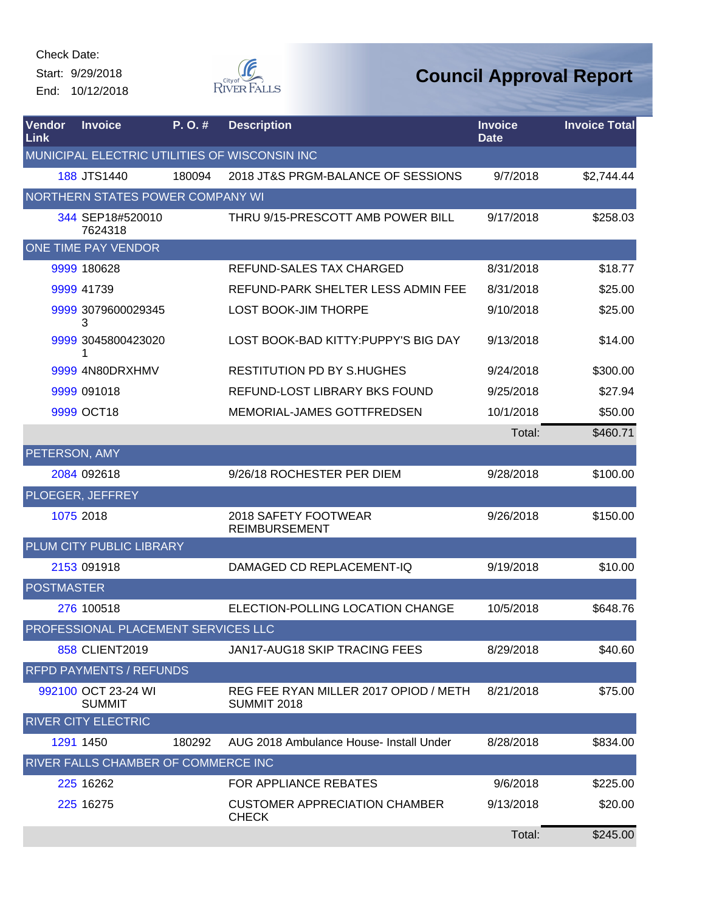Check Date:
Start: 9/29/2018
End: 10/12/2018

# Council Approval Report

| Vendor Link | Invoice | P. O. # | Description | Invoice Date | Invoice Total |
|---|---|---|---|---|---|
| MUNICIPAL ELECTRIC UTILITIES OF WISCONSIN INC | | | | | |
| 188 | JTS1440 | 180094 | 2018 JT&S PRGM-BALANCE OF SESSIONS | 9/7/2018 | $2,744.44 |
| NORTHERN STATES POWER COMPANY WI | | | | | |
| 344 | SEP18#5200107624318 | | THRU 9/15-PRESCOTT AMB POWER BILL | 9/17/2018 | $258.03 |
| ONE TIME PAY VENDOR | | | | | |
| 9999 | 180628 | | REFUND-SALES TAX CHARGED | 8/31/2018 | $18.77 |
| 9999 | 41739 | | REFUND-PARK SHELTER LESS ADMIN FEE | 8/31/2018 | $25.00 |
| 9999 | 30796000293453 | | LOST BOOK-JIM THORPE | 9/10/2018 | $25.00 |
| 9999 | 30458004230201 | | LOST BOOK-BAD KITTY:PUPPY'S BIG DAY | 9/13/2018 | $14.00 |
| 9999 | 4N80DRXHMV | | RESTITUTION PD BY S.HUGHES | 9/24/2018 | $300.00 |
| 9999 | 091018 | | REFUND-LOST LIBRARY BKS FOUND | 9/25/2018 | $27.94 |
| 9999 | OCT18 | | MEMORIAL-JAMES GOTTFREDSEN | 10/1/2018 | $50.00 |
| | | | | Total: | $460.71 |
| PETERSON, AMY | | | | | |
| 2084 | 092618 | | 9/26/18 ROCHESTER PER DIEM | 9/28/2018 | $100.00 |
| PLOEGER, JEFFREY | | | | | |
| 1075 | 2018 | | 2018 SAFETY FOOTWEAR REIMBURSEMENT | 9/26/2018 | $150.00 |
| PLUM CITY PUBLIC LIBRARY | | | | | |
| 2153 | 091918 | | DAMAGED CD REPLACEMENT-IQ | 9/19/2018 | $10.00 |
| POSTMASTER | | | | | |
| 276 | 100518 | | ELECTION-POLLING LOCATION CHANGE | 10/5/2018 | $648.76 |
| PROFESSIONAL PLACEMENT SERVICES LLC | | | | | |
| 858 | CLIENT2019 | | JAN17-AUG18 SKIP TRACING FEES | 8/29/2018 | $40.60 |
| RFPD PAYMENTS / REFUNDS | | | | | |
| 992100 | OCT 23-24 WI SUMMIT | | REG FEE RYAN MILLER 2017 OPIOD / METH SUMMIT 2018 | 8/21/2018 | $75.00 |
| RIVER CITY ELECTRIC | | | | | |
| 1291 | 1450 | 180292 | AUG 2018 Ambulance House- Install Under | 8/28/2018 | $834.00 |
| RIVER FALLS CHAMBER OF COMMERCE INC | | | | | |
| 225 | 16262 | | FOR APPLIANCE REBATES | 9/6/2018 | $225.00 |
| 225 | 16275 | | CUSTOMER APPRECIATION CHAMBER CHECK | 9/13/2018 | $20.00 |
| | | | | Total: | $245.00 |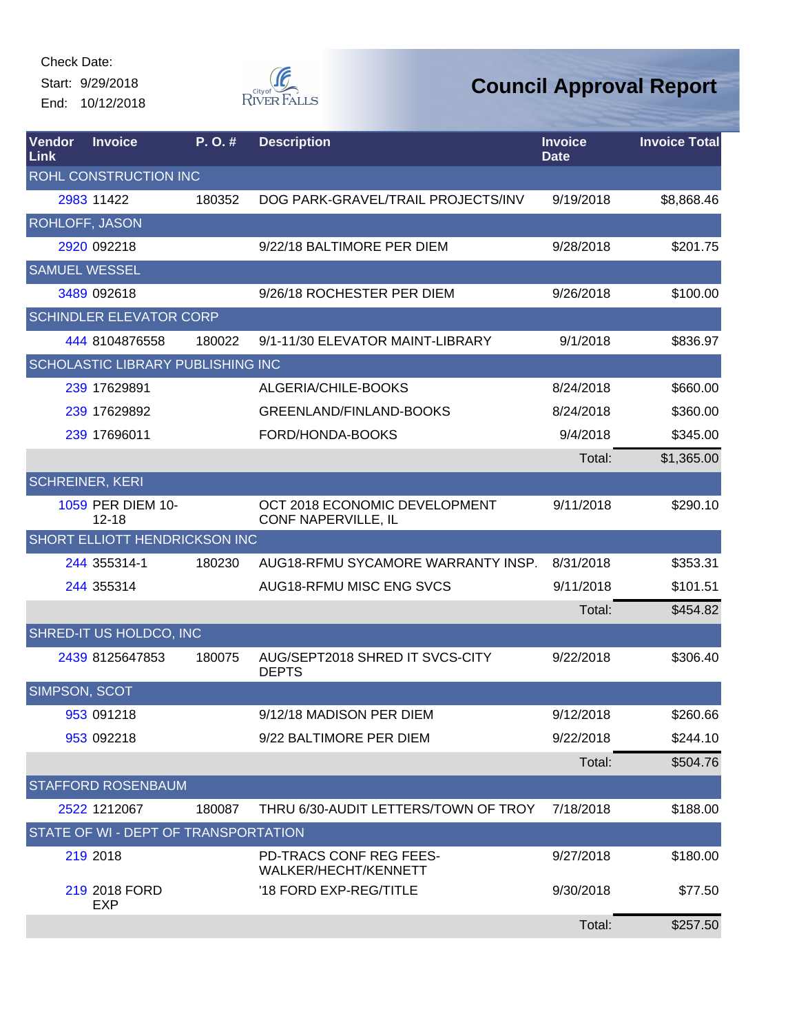Check Date:

Start: 9/29/2018

End: 10/12/2018

# Council Approval Report

| Vendor Link | Invoice | P. O. # | Description | Invoice Date | Invoice Total |
|---|---|---|---|---|---|
| ROHL CONSTRUCTION INC | | | | | |
| 2983 | 11422 | 180352 | DOG PARK-GRAVEL/TRAIL PROJECTS/INV | 9/19/2018 | $8,868.46 |
| ROHLOFF, JASON | | | | | |
| 2920 | 092218 | | 9/22/18 BALTIMORE PER DIEM | 9/28/2018 | $201.75 |
| SAMUEL WESSEL | | | | | |
| 3489 | 092618 | | 9/26/18 ROCHESTER PER DIEM | 9/26/2018 | $100.00 |
| SCHINDLER ELEVATOR CORP | | | | | |
| 444 | 8104876558 | 180022 | 9/1-11/30 ELEVATOR MAINT-LIBRARY | 9/1/2018 | $836.97 |
| SCHOLASTIC LIBRARY PUBLISHING INC | | | | | |
| 239 | 17629891 | | ALGERIA/CHILE-BOOKS | 8/24/2018 | $660.00 |
| 239 | 17629892 | | GREENLAND/FINLAND-BOOKS | 8/24/2018 | $360.00 |
| 239 | 17696011 | | FORD/HONDA-BOOKS | 9/4/2018 | $345.00 |
| | | | | Total: | $1,365.00 |
| SCHREINER, KERI | | | | | |
| 1059 | PER DIEM 10-12-18 | | OCT 2018 ECONOMIC DEVELOPMENT CONF NAPERVILLE, IL | 9/11/2018 | $290.10 |
| SHORT ELLIOTT HENDRICKSON INC | | | | | |
| 244 | 355314-1 | 180230 | AUG18-RFMU SYCAMORE WARRANTY INSP. | 8/31/2018 | $353.31 |
| 244 | 355314 | | AUG18-RFMU MISC ENG SVCS | 9/11/2018 | $101.51 |
| | | | | Total: | $454.82 |
| SHRED-IT US HOLDCO, INC | | | | | |
| 2439 | 8125647853 | 180075 | AUG/SEPT2018 SHRED IT SVCS-CITY DEPTS | 9/22/2018 | $306.40 |
| SIMPSON, SCOT | | | | | |
| 953 | 091218 | | 9/12/18 MADISON PER DIEM | 9/12/2018 | $260.66 |
| 953 | 092218 | | 9/22 BALTIMORE PER DIEM | 9/22/2018 | $244.10 |
| | | | | Total: | $504.76 |
| STAFFORD ROSENBAUM | | | | | |
| 2522 | 1212067 | 180087 | THRU 6/30-AUDIT LETTERS/TOWN OF TROY | 7/18/2018 | $188.00 |
| STATE OF WI - DEPT OF TRANSPORTATION | | | | | |
| 219 | 2018 | | PD-TRACS CONF REG FEES-WALKER/HECHT/KENNETT | 9/27/2018 | $180.00 |
| 219 | 2018 FORD EXP | | '18 FORD EXP-REG/TITLE | 9/30/2018 | $77.50 |
| | | | | Total: | $257.50 |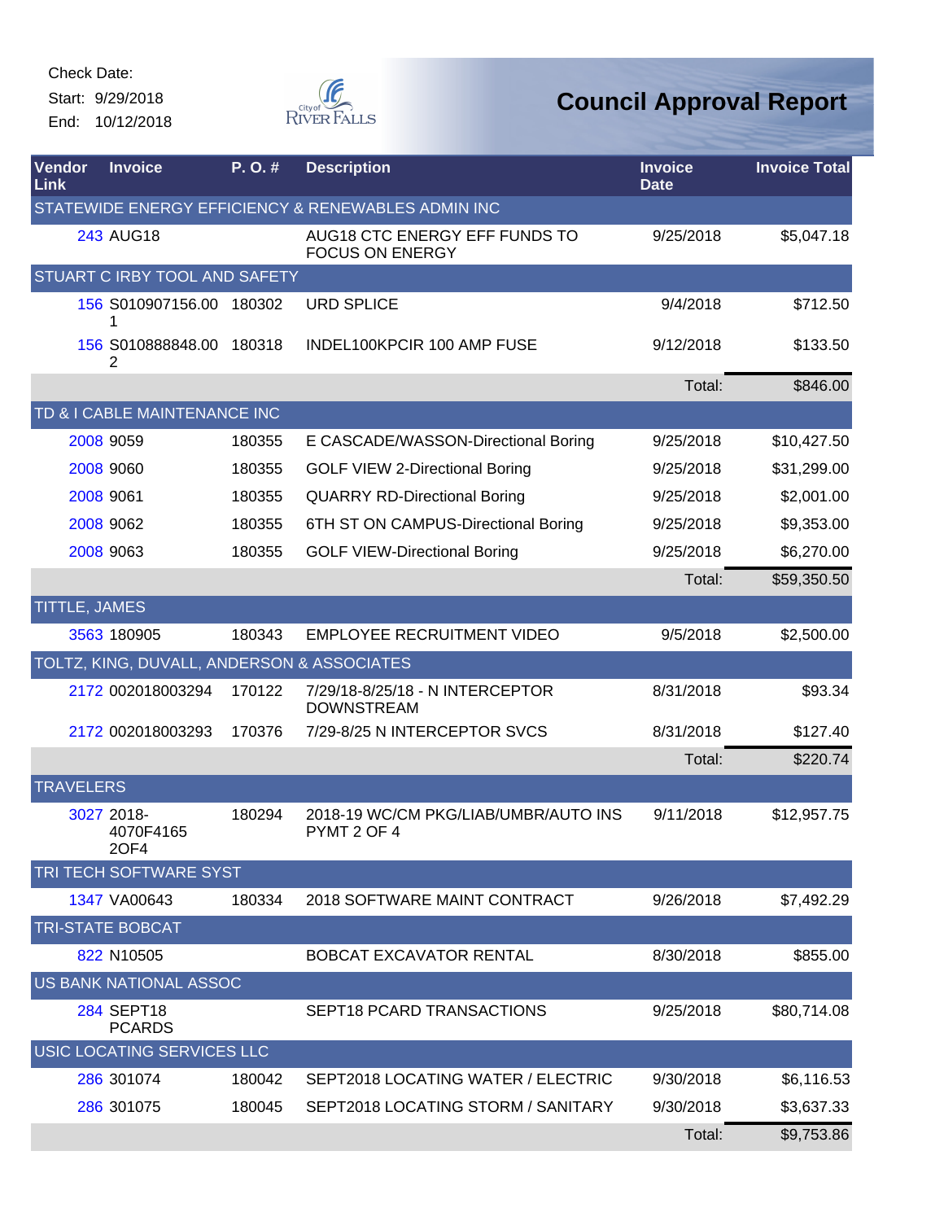Check Date:

Start: 9/29/2018

End: 10/12/2018

# Council Approval Report

| Vendor Link | Invoice | P. O. # | Description | Invoice Date | Invoice Total |
|---|---|---|---|---|---|
| STATEWIDE ENERGY EFFICIENCY & RENEWABLES ADMIN INC | | | | | |
| 243 | AUG18 | | AUG18 CTC ENERGY EFF FUNDS TO FOCUS ON ENERGY | 9/25/2018 | $5,047.18 |
| STUART C IRBY TOOL AND SAFETY | | | | | |
| 156 | S010907156.001 | 180302 | URD SPLICE | 9/4/2018 | $712.50 |
| 156 | S010888848.002 | 180318 | INDEL100KPCIR 100 AMP FUSE | 9/12/2018 | $133.50 |
| | | | | Total: | $846.00 |
| TD & I CABLE MAINTENANCE INC | | | | | |
| 2008 | 9059 | 180355 | E CASCADE/WASSON-Directional Boring | 9/25/2018 | $10,427.50 |
| 2008 | 9060 | 180355 | GOLF VIEW 2-Directional Boring | 9/25/2018 | $31,299.00 |
| 2008 | 9061 | 180355 | QUARRY RD-Directional Boring | 9/25/2018 | $2,001.00 |
| 2008 | 9062 | 180355 | 6TH ST ON CAMPUS-Directional Boring | 9/25/2018 | $9,353.00 |
| 2008 | 9063 | 180355 | GOLF VIEW-Directional Boring | 9/25/2018 | $6,270.00 |
| | | | | Total: | $59,350.50 |
| TITTLE, JAMES | | | | | |
| 3563 | 180905 | 180343 | EMPLOYEE RECRUITMENT VIDEO | 9/5/2018 | $2,500.00 |
| TOLTZ, KING, DUVALL, ANDERSON & ASSOCIATES | | | | | |
| 2172 | 002018003294 | 170122 | 7/29/18-8/25/18 - N INTERCEPTOR DOWNSTREAM | 8/31/2018 | $93.34 |
| 2172 | 002018003293 | 170376 | 7/29-8/25 N INTERCEPTOR SVCS | 8/31/2018 | $127.40 |
| | | | | Total: | $220.74 |
| TRAVELERS | | | | | |
| 3027 | 2018-4070F4165 2OF4 | 180294 | 2018-19 WC/CM PKG/LIAB/UMBR/AUTO INS PYMT 2 OF 4 | 9/11/2018 | $12,957.75 |
| TRI TECH SOFTWARE SYST | | | | | |
| 1347 | VA00643 | 180334 | 2018 SOFTWARE MAINT CONTRACT | 9/26/2018 | $7,492.29 |
| TRI-STATE BOBCAT | | | | | |
| 822 | N10505 | | BOBCAT EXCAVATOR RENTAL | 8/30/2018 | $855.00 |
| US BANK NATIONAL ASSOC | | | | | |
| 284 | SEPT18 PCARDS | | SEPT18 PCARD TRANSACTIONS | 9/25/2018 | $80,714.08 |
| USIC LOCATING SERVICES LLC | | | | | |
| 286 | 301074 | 180042 | SEPT2018 LOCATING WATER / ELECTRIC | 9/30/2018 | $6,116.53 |
| 286 | 301075 | 180045 | SEPT2018 LOCATING STORM / SANITARY | 9/30/2018 | $3,637.33 |
| | | | | Total: | $9,753.86 |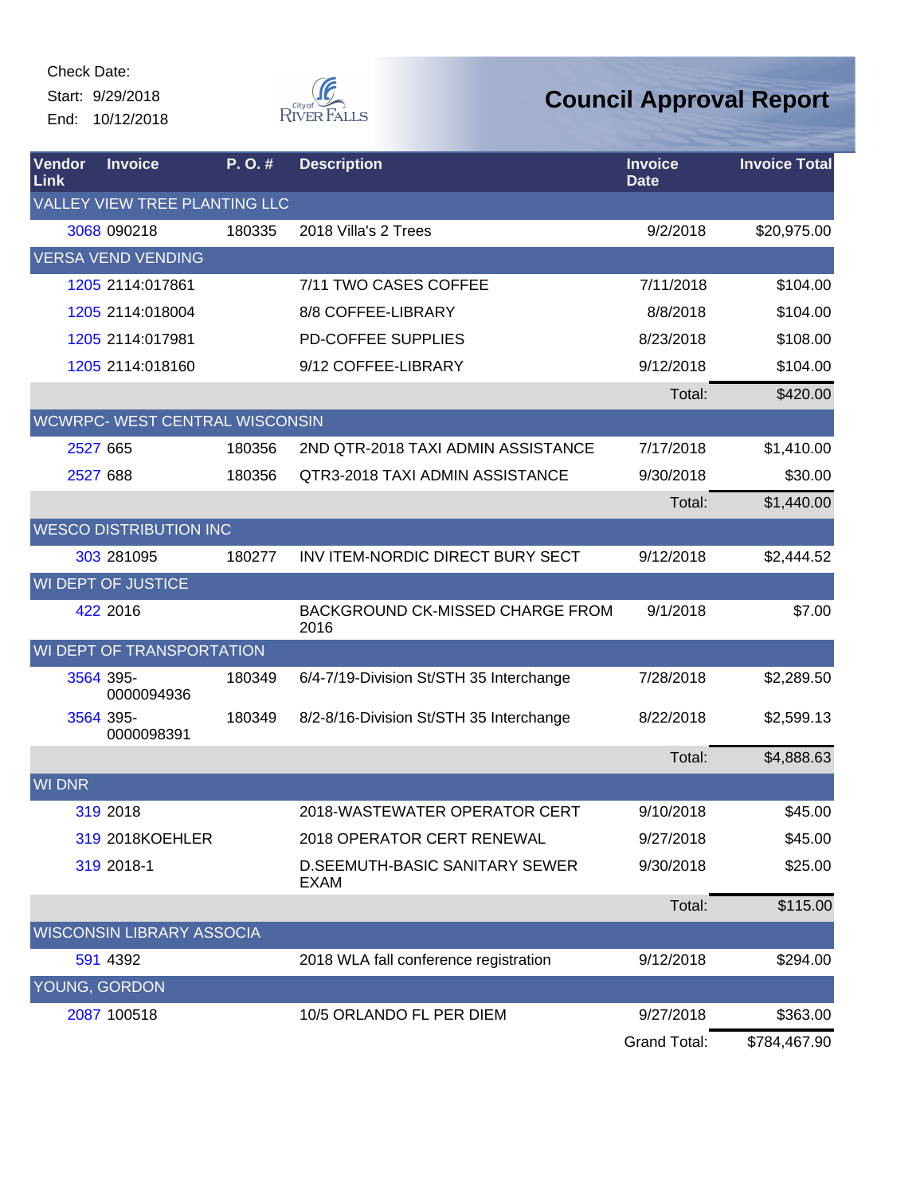Check Date:

Start: 9/29/2018

End: 10/12/2018

# Council Approval Report

| Vendor Link | Invoice | P. O. # | Description | Invoice Date | Invoice Total |
|---|---|---|---|---|---|
| VALLEY VIEW TREE PLANTING LLC | | | | | |
| 3068 | 090218 | 180335 | 2018 Villa's 2 Trees | 9/2/2018 | $20,975.00 |
| VERSA VEND VENDING | | | | | |
| 1205 | 2114:017861 | | 7/11 TWO CASES COFFEE | 7/11/2018 | $104.00 |
| 1205 | 2114:018004 | | 8/8 COFFEE-LIBRARY | 8/8/2018 | $104.00 |
| 1205 | 2114:017981 | | PD-COFFEE SUPPLIES | 8/23/2018 | $108.00 |
| 1205 | 2114:018160 | | 9/12 COFFEE-LIBRARY | 9/12/2018 | $104.00 |
| | | | | Total: | $420.00 |
| WCWRPC- WEST CENTRAL WISCONSIN | | | | | |
| 2527 | 665 | 180356 | 2ND QTR-2018 TAXI ADMIN ASSISTANCE | 7/17/2018 | $1,410.00 |
| 2527 | 688 | 180356 | QTR3-2018 TAXI ADMIN ASSISTANCE | 9/30/2018 | $30.00 |
| | | | | Total: | $1,440.00 |
| WESCO DISTRIBUTION INC | | | | | |
| 303 | 281095 | 180277 | INV ITEM-NORDIC DIRECT BURY SECT | 9/12/2018 | $2,444.52 |
| WI DEPT OF JUSTICE | | | | | |
| 422 | 2016 | | BACKGROUND CK-MISSED CHARGE FROM 2016 | 9/1/2018 | $7.00 |
| WI DEPT OF TRANSPORTATION | | | | | |
| 3564 | 395-0000094936 | 180349 | 6/4-7/19-Division St/STH 35 Interchange | 7/28/2018 | $2,289.50 |
| 3564 | 395-0000098391 | 180349 | 8/2-8/16-Division St/STH 35 Interchange | 8/22/2018 | $2,599.13 |
| | | | | Total: | $4,888.63 |
| WI DNR | | | | | |
| 319 | 2018 | | 2018-WASTEWATER OPERATOR CERT | 9/10/2018 | $45.00 |
| 319 | 2018KOEHLER | | 2018 OPERATOR CERT RENEWAL | 9/27/2018 | $45.00 |
| 319 | 2018-1 | | D.SEEMUTH-BASIC SANITARY SEWER EXAM | 9/30/2018 | $25.00 |
| | | | | Total: | $115.00 |
| WISCONSIN LIBRARY ASSOCIA | | | | | |
| 591 | 4392 | | 2018 WLA fall conference registration | 9/12/2018 | $294.00 |
| YOUNG, GORDON | | | | | |
| 2087 | 100518 | | 10/5 ORLANDO FL PER DIEM | 9/27/2018 | $363.00 |
| | | | | Grand Total: | $784,467.90 |